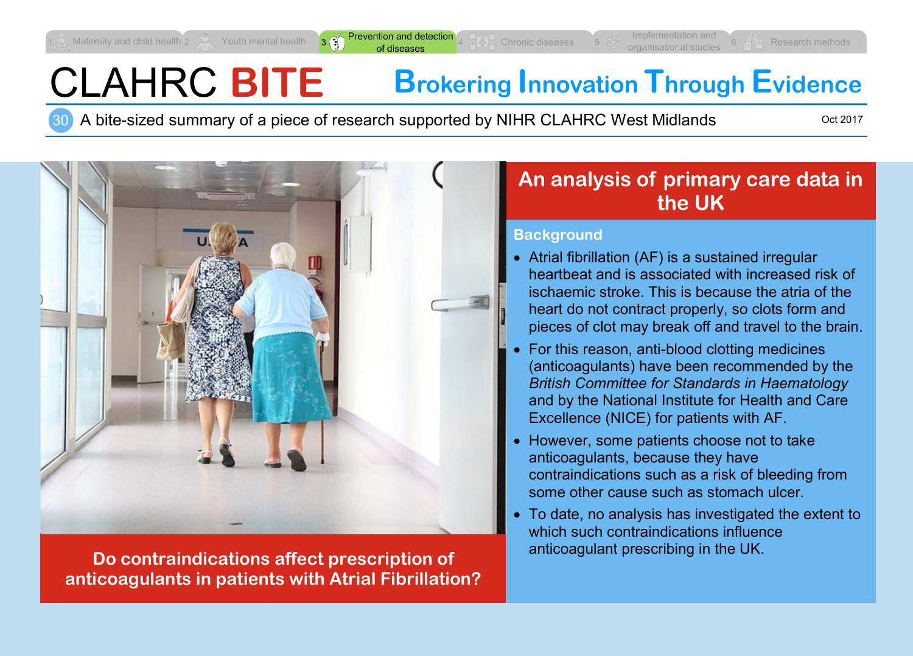1 Maternity and child health | 2 Youth mental health | 3 Prevention and detection of diseases | 4 Chronic diseases | 5 Implementation and organisational studies | 6 Research methods

# CLAHRC BITE

## Brokering Innovation Through Evidence

30 A bite-sized summary of a piece of research supported by NIHR CLAHRC West Midlands

Oct 2017

**Do contraindications affect prescription of anticoagulants in patients with Atrial Fibrillation?**

## An analysis of primary care data in the UK

### Background

- Atrial fibrillation (AF) is a sustained irregular heartbeat and is associated with increased risk of ischaemic stroke. This is because the atria of the heart do not contract properly, so clots form and pieces of clot may break off and travel to the brain.
- For this reason, anti-blood clotting medicines (anticoagulants) have been recommended by the *British Committee for Standards in Haematology* and by the National Institute for Health and Care Excellence (NICE) for patients with AF.
- However, some patients choose not to take anticoagulants, because they have contraindications such as a risk of bleeding from some other cause such as stomach ulcer.
- To date, no analysis has investigated the extent to which such contraindications influence anticoagulant prescribing in the UK.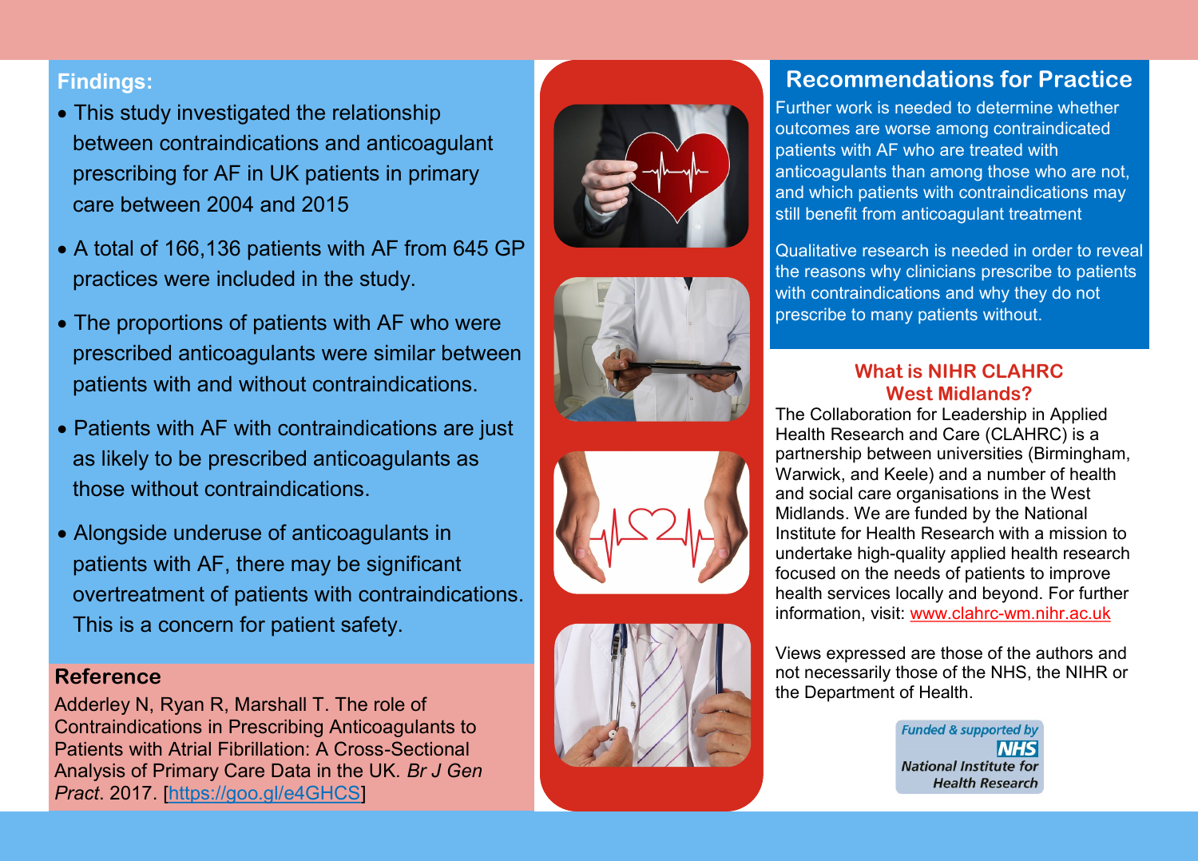## Findings:

- This study investigated the relationship between contraindications and anticoagulant prescribing for AF in UK patients in primary care between 2004 and 2015
- A total of 166,136 patients with AF from 645 GP practices were included in the study.
- The proportions of patients with AF who were prescribed anticoagulants were similar between patients with and without contraindications.
- Patients with AF with contraindications are just as likely to be prescribed anticoagulants as those without contraindications.
- Alongside underuse of anticoagulants in patients with AF, there may be significant overtreatment of patients with contraindications. This is a concern for patient safety.

## Reference

Adderley N, Ryan R, Marshall T. The role of Contraindications in Prescribing Anticoagulants to Patients with Atrial Fibrillation: A Cross-Sectional Analysis of Primary Care Data in the UK. *Br J Gen Pract*. 2017. [https://goo.gl/e4GHCS]

## Recommendations for Practice

Further work is needed to determine whether outcomes are worse among contraindicated patients with AF who are treated with anticoagulants than among those who are not, and which patients with contraindications may still benefit from anticoagulant treatment

Qualitative research is needed in order to reveal the reasons why clinicians prescribe to patients with contraindications and why they do not prescribe to many patients without.

### What is NIHR CLAHRC West Midlands?

The Collaboration for Leadership in Applied Health Research and Care (CLAHRC) is a partnership between universities (Birmingham, Warwick, and Keele) and a number of health and social care organisations in the West Midlands. We are funded by the National Institute for Health Research with a mission to undertake high-quality applied health research focused on the needs of patients to improve health services locally and beyond. For further information, visit: www.clahrc-wm.nihr.ac.uk

Views expressed are those of the authors and not necessarily those of the NHS, the NIHR or the Department of Health.

Funded & supported by NHS National Institute for Health Research